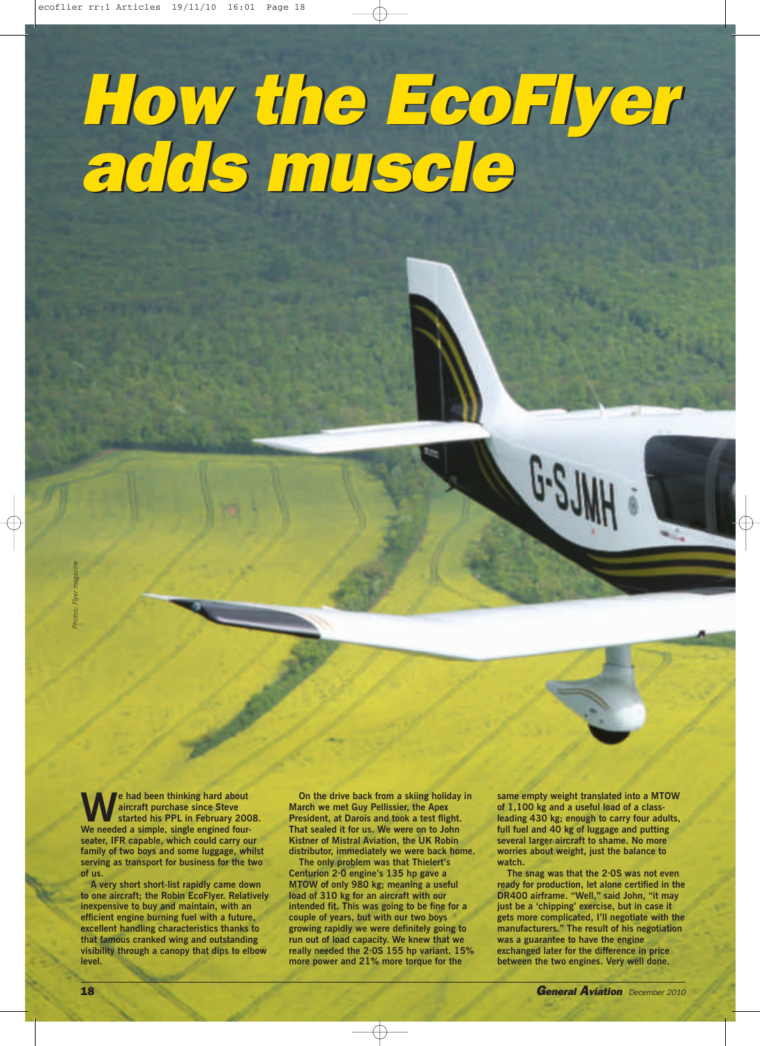# How the EcoFlyer adds muscle

*Photos: Flyer magazine*

We had been thinking hard about aircraft purchase since Steve started his PPL in February 2008. We needed a simple, single engined four-seater, IFR capable, which could carry our family of two boys and some luggage, whilst serving as transport for business for the two of us.

A very short short-list rapidly came down to one aircraft; the Robin EcoFlyer. Relatively inexpensive to buy and maintain, with an efficient engine burning fuel with a future, excellent handling characteristics thanks to that famous cranked wing and outstanding visibility through a canopy that dips to elbow level.

On the drive back from a skiing holiday in March we met Guy Pellissier, the Apex President, at Darois and took a test flight. That sealed it for us. We were on to John Kistner of Mistral Aviation, the UK Robin distributor, immediately we were back home. The only problem was that Thielert's Centurion 2·0 engine's 135 hp gave a MTOW of only 980 kg; meaning a useful load of 310 kg for an aircraft with our intended fit. This was going to be fine for a couple of years, but with our two boys growing rapidly we were definitely going to run out of load capacity. We knew that we really needed the 2·0S 155 hp variant. 15% more power and 21% more torque for the same empty weight translated into a MTOW of 1,100 kg and a useful load of a class-leading 430 kg; enough to carry four adults, full fuel and 40 kg of luggage and putting several larger aircraft to shame. No more worries about weight, just the balance to watch.

The snag was that the 2·0S was not even ready for production, let alone certified in the DR400 airframe. "Well," said John, "it may just be a 'chipping' exercise, but in case it gets more complicated, I'll negotiate with the manufacturers." The result of his negotiation was a guarantee to have the engine exchanged later for the difference in price between the two engines. Very well done.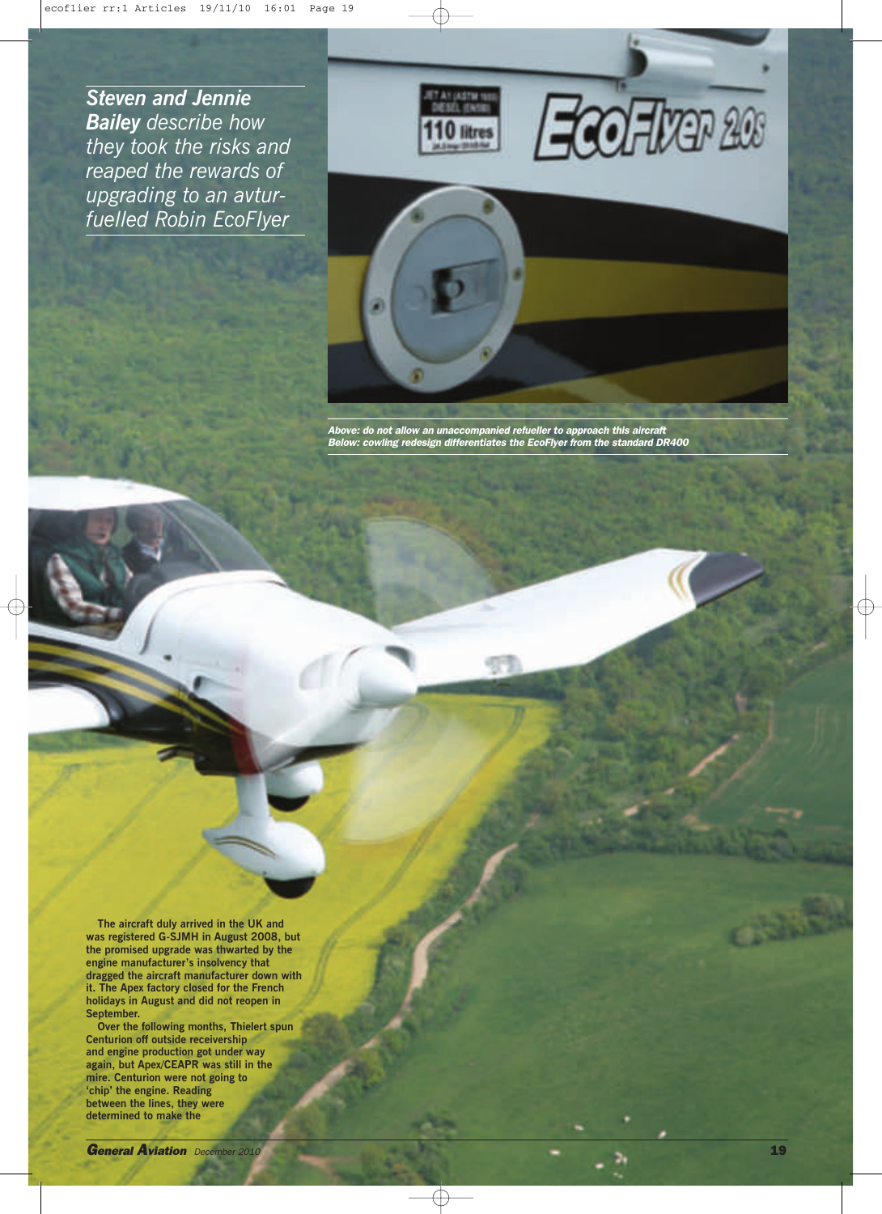***Steven and Jennie Bailey** describe how they took the risks and reaped the rewards of upgrading to an avtur-fuelled Robin EcoFlyer*

*Above: do not allow an unaccompanied refueller to approach this aircraft*
*Below: cowling redesign differentiates the EcoFlyer from the standard DR400*

The aircraft duly arrived in the UK and was registered G-SJMH in August 2008, but the promised upgrade was thwarted by the engine manufacturer's insolvency that dragged the aircraft manufacturer down with it. The Apex factory closed for the French holidays in August and did not reopen in September.

Over the following months, Thielert spun Centurion off outside receivership and engine production got under way again, but Apex/CEAPR was still in the mire. Centurion were not going to 'chip' the engine. Reading between the lines, they were determined to make the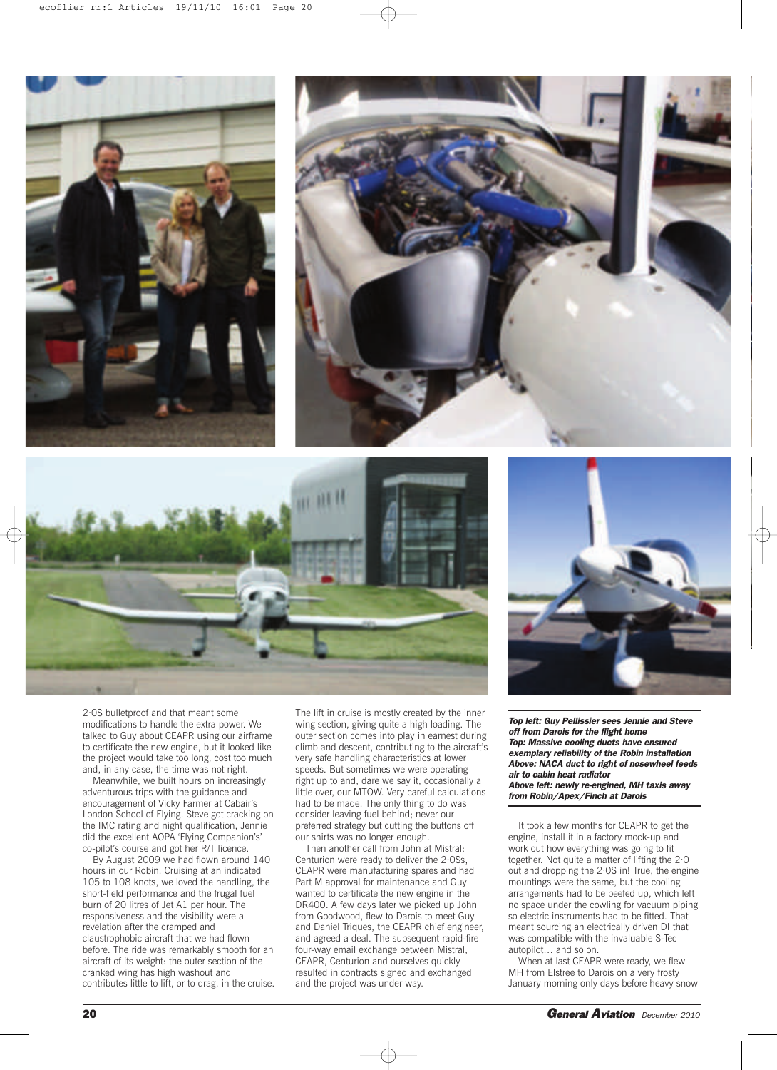2·0S bulletproof and that meant some modifications to handle the extra power. We talked to Guy about CEAPR using our airframe to certificate the new engine, but it looked like the project would take too long, cost too much and, in any case, the time was not right.

Meanwhile, we built hours on increasingly adventurous trips with the guidance and encouragement of Vicky Farmer at Cabair's London School of Flying. Steve got cracking on the IMC rating and night qualification, Jennie did the excellent AOPA 'Flying Companion's' co-pilot's course and got her R/T licence.

By August 2009 we had flown around 140 hours in our Robin. Cruising at an indicated 105 to 108 knots, we loved the handling, the short-field performance and the frugal fuel burn of 20 litres of Jet A1 per hour. The responsiveness and the visibility were a revelation after the cramped and claustrophobic aircraft that we had flown before. The ride was remarkably smooth for an aircraft of its weight: the outer section of the cranked wing has high washout and contributes little to lift, or to drag, in the cruise.

The lift in cruise is mostly created by the inner wing section, giving quite a high loading. The outer section comes into play in earnest during climb and descent, contributing to the aircraft's very safe handling characteristics at lower speeds. But sometimes we were operating right up to and, dare we say it, occasionally a little over, our MTOW. Very careful calculations had to be made! The only thing to do was consider leaving fuel behind; never our preferred strategy but cutting the buttons off our shirts was no longer enough.

Then another call from John at Mistral: Centurion were ready to deliver the 2·0Ss, CEAPR were manufacturing spares and had Part M approval for maintenance and Guy wanted to certificate the new engine in the DR400. A few days later we picked up John from Goodwood, flew to Darois to meet Guy and Daniel Triques, the CEAPR chief engineer, and agreed a deal. The subsequent rapid-fire four-way email exchange between Mistral, CEAPR, Centurion and ourselves quickly resulted in contracts signed and exchanged and the project was under way.

***Top left: Guy Pellissier sees Jennie and Steve off from Darois for the flight home***
***Top: Massive cooling ducts have ensured exemplary reliability of the Robin installation***
***Above: NACA duct to right of nosewheel feeds air to cabin heat radiator***
***Above left: newly re-engined, MH taxis away from Robin/Apex/Finch at Darois***

It took a few months for CEAPR to get the engine, install it in a factory mock-up and work out how everything was going to fit together. Not quite a matter of lifting the 2·0 out and dropping the 2·0S in! True, the engine mountings were the same, but the cooling arrangements had to be beefed up, which left no space under the cowling for vacuum piping so electric instruments had to be fitted. That meant sourcing an electrically driven DI that was compatible with the invaluable S-Tec autopilot… and so on.

When at last CEAPR were ready, we flew MH from Elstree to Darois on a very frosty January morning only days before heavy snow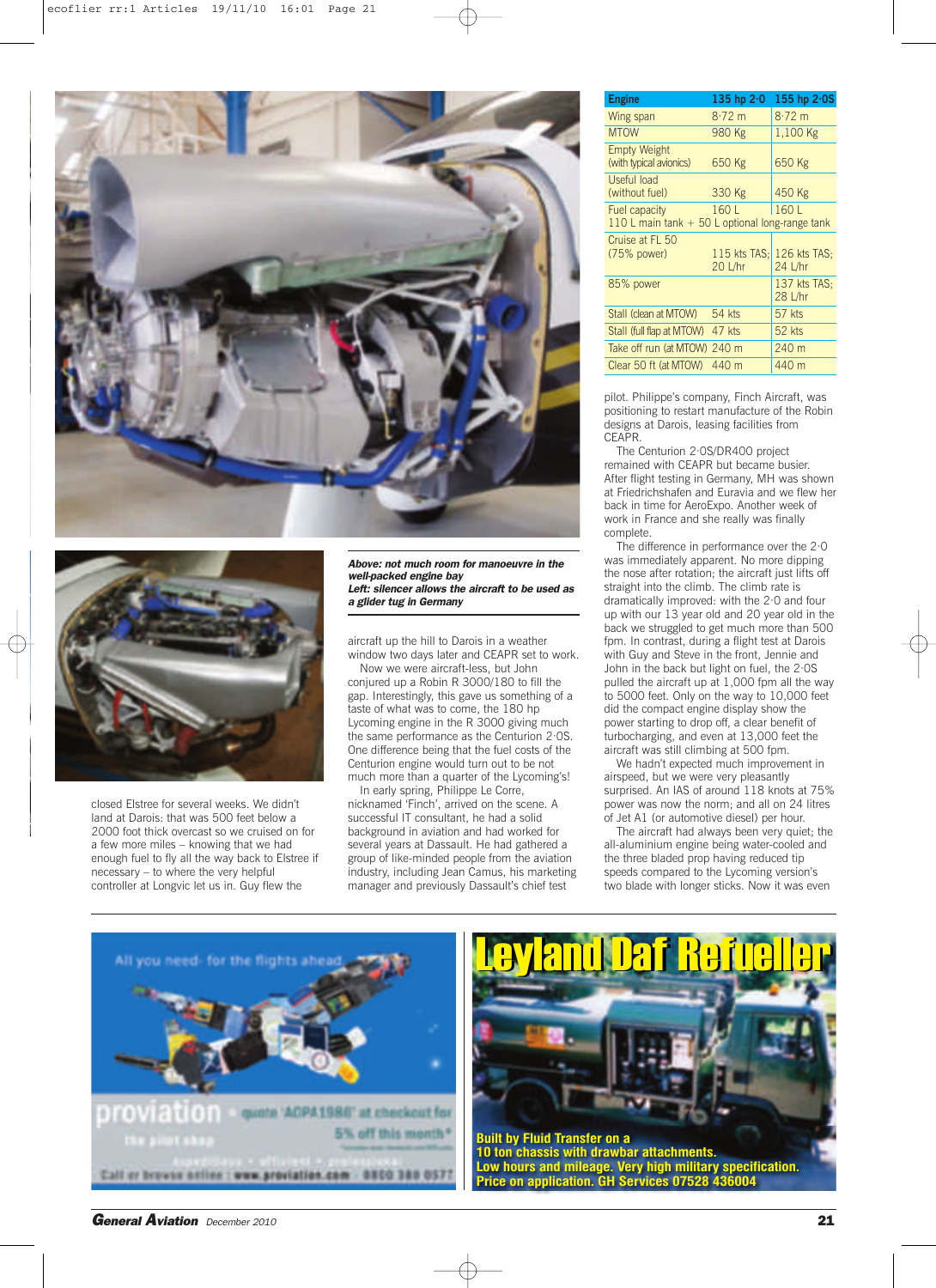| Engine | 135 hp 2·0 | 155 hp 2·0S |
|---|---|---|
| Wing span | 8·72 m | 8·72 m |
| MTOW | 980 Kg | 1,100 Kg |
| Empty Weight (with typical avionics) | 650 Kg | 650 Kg |
| Useful load (without fuel) | 330 Kg | 450 Kg |
| Fuel capacity 110 L main tank + 50 L optional long-range tank | 160 L | 160 L |
| Cruise at FL 50 (75% power) | 115 kts TAS; 20 L/hr | 126 kts TAS; 24 L/hr |
| 85% power | | 137 kts TAS; 28 L/hr |
| Stall (clean at MTOW) | 54 kts | 57 kts |
| Stall (full flap at MTOW) | 47 kts | 52 kts |
| Take off run (at MTOW) | 240 m | 240 m |
| Clear 50 ft (at MTOW) | 440 m | 440 m |

***Above: not much room for manoeuvre in the well-packed engine bay***
***Left: silencer allows the aircraft to be used as a glider tug in Germany***

closed Elstree for several weeks. We didn't land at Darois: that was 500 feet below a 2000 foot thick overcast so we cruised on for a few more miles – knowing that we had enough fuel to fly all the way back to Elstree if necessary – to where the very helpful controller at Longvic let us in. Guy flew the aircraft up the hill to Darois in a weather window two days later and CEAPR set to work.

Now we were aircraft-less, but John conjured up a Robin R 3000/180 to fill the gap. Interestingly, this gave us something of a taste of what was to come, the 180 hp Lycoming engine in the R 3000 giving much the same performance as the Centurion 2·0S. One difference being that the fuel costs of the Centurion engine would turn out to be not much more than a quarter of the Lycoming's!

In early spring, Philippe Le Corre, nicknamed 'Finch', arrived on the scene. A successful IT consultant, but John had a solid background in aviation and had worked for several years at Dassault. He had gathered a group of like-minded people from the aviation industry, including Jean Camus, his marketing manager and previously Dassault's chief test pilot. Philippe's company, Finch Aircraft, was positioning to restart manufacture of the Robin designs at Darois, leasing facilities from CEAPR.

The Centurion 2·0S/DR400 project remained with CEAPR but became busier. After flight testing in Germany, MH was shown at Friedrichshafen and Euravia and we flew her back in time for AeroExpo. Another week of work in France and she really was finally complete.

The difference in performance over the 2·0 was immediately apparent. No more dipping the nose after rotation; the aircraft just lifts off straight into the climb. The climb rate is dramatically improved: with the 2·0 and four up with our 13 year old and 20 year old in the back we struggled to get much more than 500 fpm. In contrast, during a flight test at Darois with Guy and Steve in the front, Jennie and John in the back but light on fuel, the 2·0S pulled the aircraft up at 1,000 fpm all the way to 5000 feet. Only on the way to 10,000 feet did the compact engine display show the power starting to drop off, a clear benefit of turbocharging, and even at 13,000 feet the aircraft was still climbing at 500 fpm.

We hadn't expected much improvement in airspeed, but we were very pleasantly surprised. An IAS of around 118 knots at 75% power was now the norm; and all on 24 litres of Jet A1 (or automotive diesel) per hour.

The aircraft had always been very quiet; the all-aluminium engine being water-cooled and the three bladed prop having reduced tip speeds compared to the Lycoming version's two blade with longer sticks. Now it was even

All you need- for the flights ahead

proviation – quote 'AOPA1986' at checkout for 5% off this month*

the pilot shop

Call or browse online : www.proviation.com · 0800 380 0577

# Leyland Daf Refueller

**Built by Fluid Transfer on a 10 ton chassis with drawbar attachments. Low hours and mileage. Very high military specification. Price on application. GH Services 07528 436004**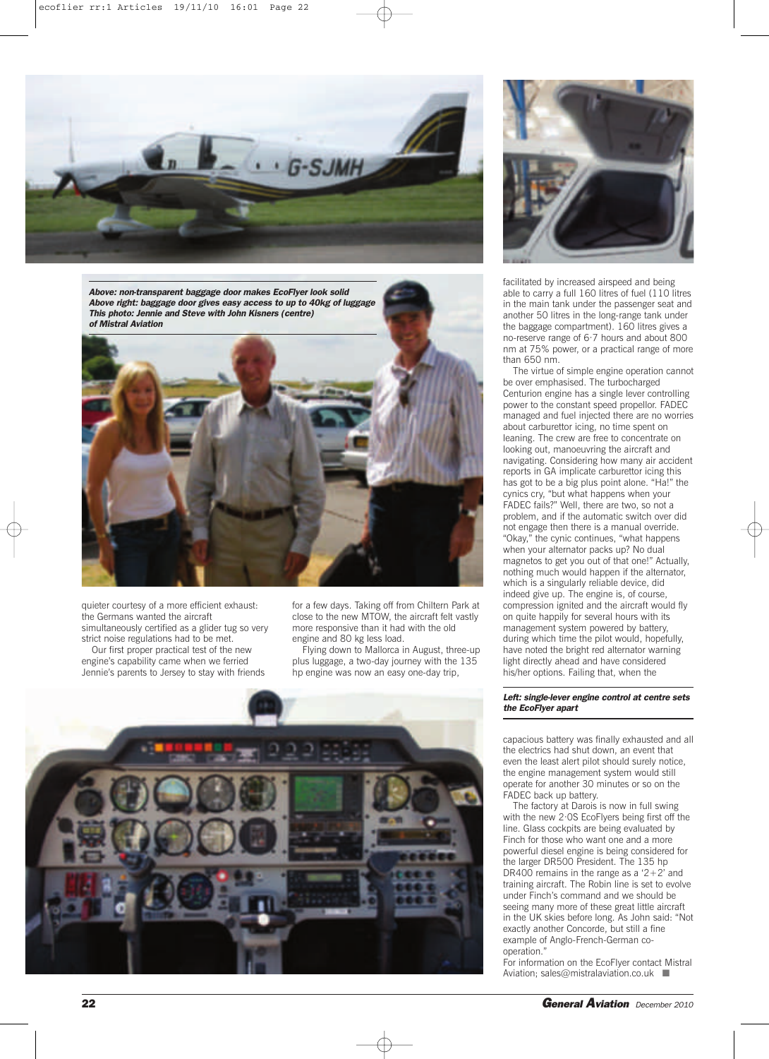*Above: non-transparent baggage door makes EcoFlyer look solid*
*Above right: baggage door gives easy access to up to 40kg of luggage*
*This photo: Jennie and Steve with John Kisners (centre) of Mistral Aviation*

quieter courtesy of a more efficient exhaust: the Germans wanted the aircraft simultaneously certified as a glider tug so very strict noise regulations had to be met.

Our first proper practical test of the new engine's capability came when we ferried Jennie's parents to Jersey to stay with friends for a few days. Taking off from Chiltern Park at close to the new MTOW, the aircraft felt vastly more responsive than it had with the old engine and 80 kg less load.

Flying down to Mallorca in August, three-up plus luggage, a two-day journey with the 135 hp engine was now an easy one-day trip, facilitated by increased airspeed and being able to carry a full 160 litres of fuel (110 litres in the main tank under the passenger seat and another 50 litres in the long-range tank under the baggage compartment). 160 litres gives a no-reserve range of 6·7 hours and about 800 nm at 75% power, or a practical range of more than 650 nm.

The virtue of simple engine operation cannot be over emphasised. The turbocharged Centurion engine has a single lever controlling power to the constant speed propellor. FADEC managed and fuel injected there are no worries about carburettor icing, no time spent on leaning. The crew are free to concentrate on looking out, manoeuvring the aircraft and navigating. Considering how many air accident reports in GA implicate carburettor icing this has got to be a big plus point alone. "Ha!" the cynics cry, "but what happens when your FADEC fails?" Well, there are two, so not a problem, and if the automatic switch over did not engage then there is a manual override. "Okay," the cynic continues, "what happens when your alternator packs up? No dual magnetos to get you out of that one!" Actually, nothing much would happen if the alternator, which is a singularly reliable device, did indeed give up. The engine is, of course, compression ignited and the aircraft would fly on quite happily for several hours with its management system powered by battery, during which time the pilot would, hopefully, have noted the bright red alternator warning light directly ahead and have considered his/her options. Failing that, when the capacious battery was finally exhausted and all the electrics had shut down, an event that even the least alert pilot should surely notice, the engine management system would still operate for another 30 minutes or so on the FADEC back up battery.

*Left: single-lever engine control at centre sets the EcoFlyer apart*

The factory at Darois is now in full swing with the new 2·0S EcoFlyers being first off the line. Glass cockpits are being evaluated by Finch for those who want one and a more powerful diesel engine is being considered for the larger DR500 President. The 135 hp DR400 remains in the range as a '2+2' and training aircraft. The Robin line is set to evolve under Finch's command and we should be seeing many more of these great little aircraft in the UK skies before long. As John said: "Not exactly another Concorde, but still a fine example of Anglo-French-German co-operation."

For information on the EcoFlyer contact Mistral Aviation; sales@mistralaviation.co.uk ■